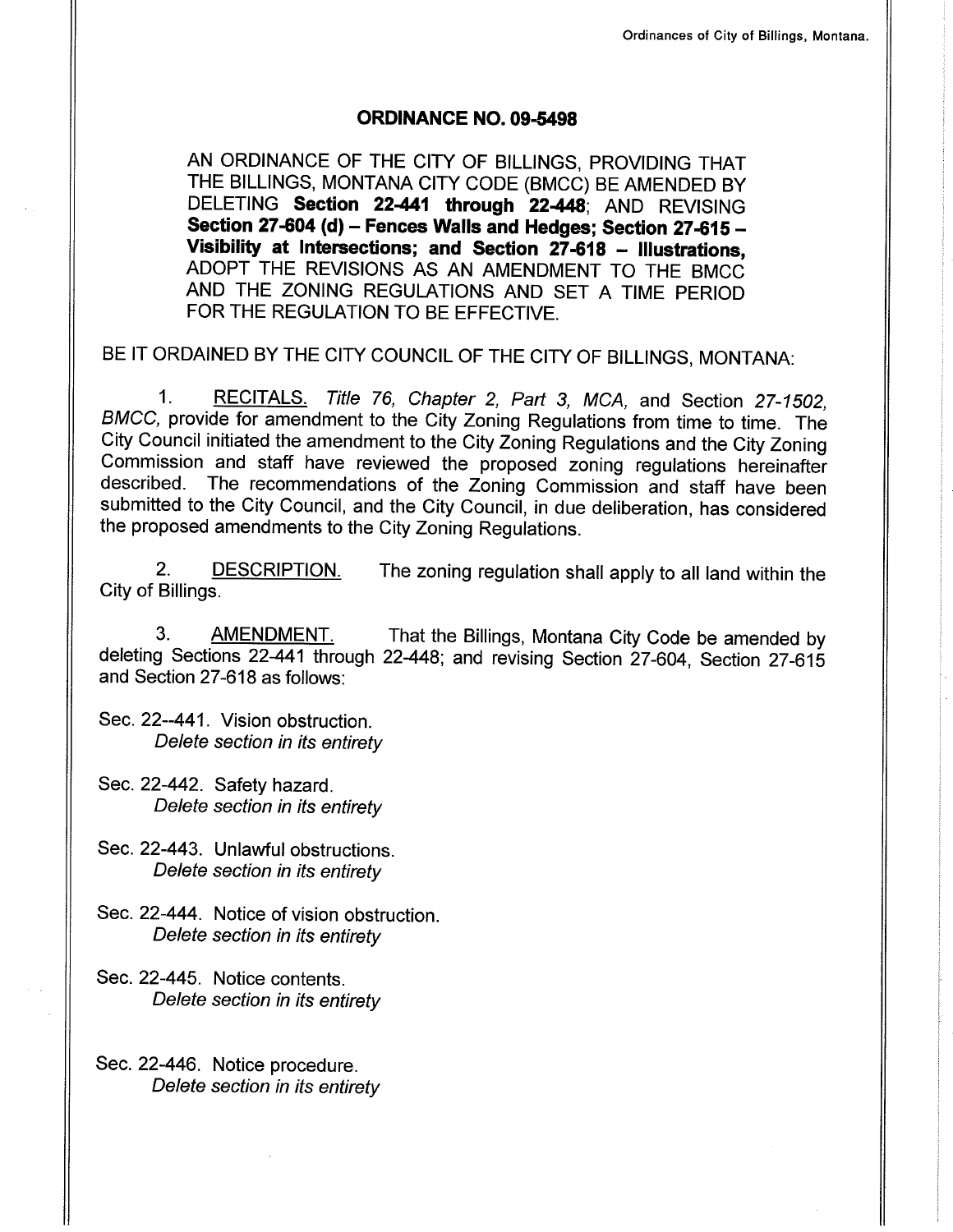# ORDINANCE NO. 09-5498

AN ORDINANCE OF THE CITY OF BILLINGS, PROVIDING THAT THE BILLINGS, MONTANA CITY CODE (BMCC) BE AMENDED BY DELETING **Section 22-441 through 22-448**; AND REVISING **Section 27-604 (d) – Fences Walls and Hedges; Section 27-615 – Visibility at Intersections; and Section 27-618 – Illustrations,** ADOPT THE REVISIONS AS AN AMENDMENT TO THE BMCC AND THE ZONING REGULATIONS AND SET A TIME PERIOD FOR THE REGULATION TO BE EFFECTIVE.

BE IT ORDAINED BY THE CITY COUNCIL OF THE CITY OF BILLINGS, MONTANA:

1. RECITALS. *Title 76, Chapter 2, Part 3, MCA,* and Section *27-1502, BMCC,* provide for amendment to the City Zoning Regulations from time to time. The City Council initiated the amendment to the City Zoning Regulations and the City Zoning Commission and staff have reviewed the proposed zoning regulations hereinafter described. The recommendations of the Zoning Commission and staff have been submitted to the City Council, and the City Council, in due deliberation, has considered the proposed amendments to the City Zoning Regulations.

2. DESCRIPTION. The zoning regulation shall apply to all land within the City of Billings.

3. AMENDMENT. That the Billings, Montana City Code be amended by deleting Sections 22-441 through 22-448; and revising Section 27-604, Section 27-615 and Section 27-618 as follows:

Sec. 22--441. Vision obstruction.
*Delete section in its entirety*

Sec. 22-442. Safety hazard.
*Delete section in its entirety*

Sec. 22-443. Unlawful obstructions.
*Delete section in its entirety*

Sec. 22-444. Notice of vision obstruction.
*Delete section in its entirety*

Sec. 22-445. Notice contents.
*Delete section in its entirety*

Sec. 22-446. Notice procedure.
*Delete section in its entirety*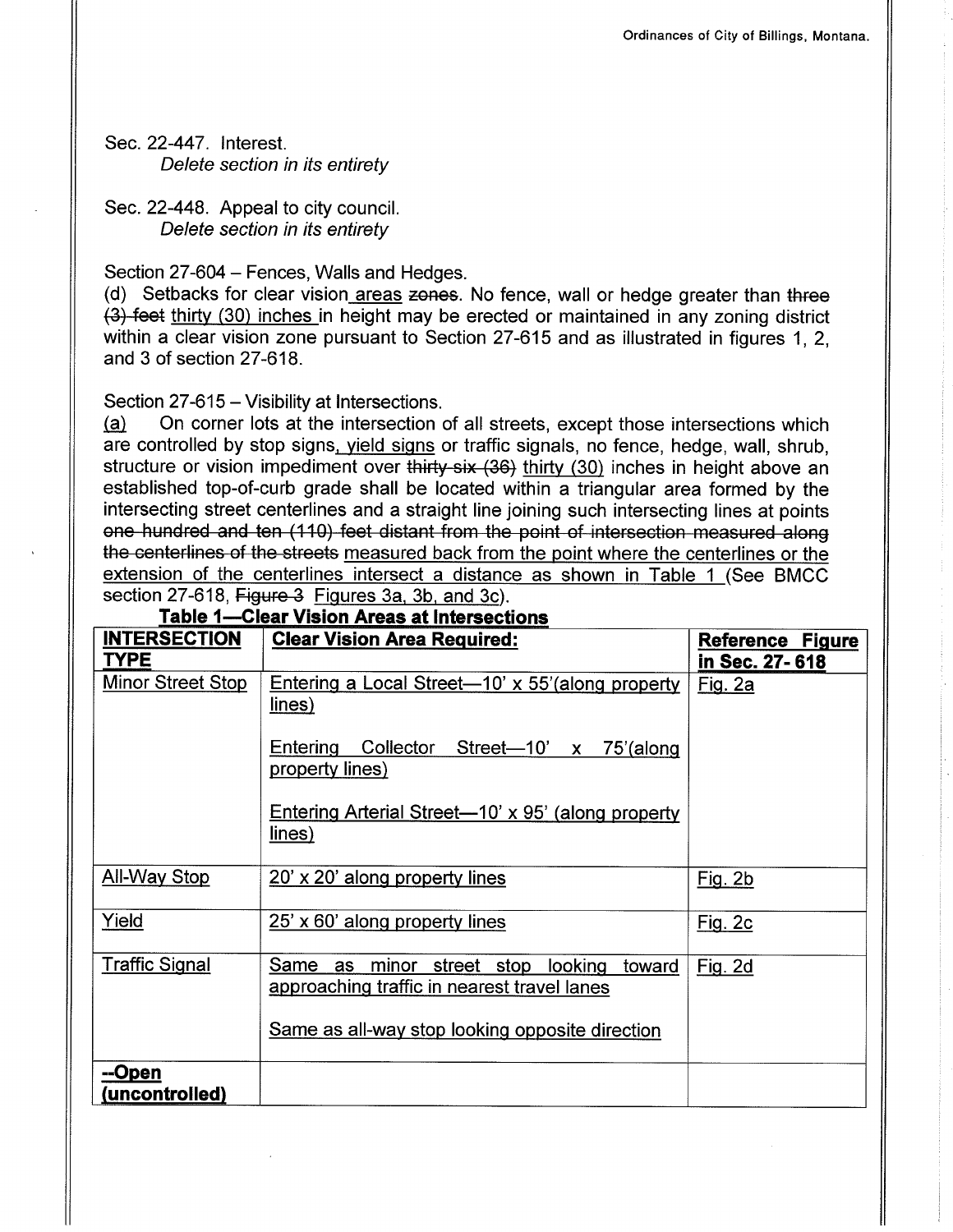Sec. 22-447. Interest.
*Delete section in its entirety*

Sec. 22-448. Appeal to city council.
*Delete section in its entirety*

Section 27-604 – Fences, Walls and Hedges.
(d) Setbacks for clear vision areas ~~zones~~. No fence, wall or hedge greater than ~~three (3) feet~~ thirty (30) inches in height may be erected or maintained in any zoning district within a clear vision zone pursuant to Section 27-615 and as illustrated in figures 1, 2, and 3 of section 27-618.

Section 27-615 – Visibility at Intersections.
(a) On corner lots at the intersection of all streets, except those intersections which are controlled by stop signs, yield signs or traffic signals, no fence, hedge, wall, shrub, structure or vision impediment over ~~thirty-six (36)~~ thirty (30) inches in height above an established top-of-curb grade shall be located within a triangular area formed by the intersecting street centerlines and a straight line joining such intersecting lines at points ~~one hundred and ten (110) feet distant from the point of intersection measured along the centerlines of the streets~~ measured back from the point where the centerlines or the extension of the centerlines intersect a distance as shown in Table 1 (See BMCC section 27-618, ~~Figure 3~~ Figures 3a, 3b, and 3c).

**Table 1—Clear Vision Areas at Intersections**

| **INTERSECTION TYPE** | **Clear Vision Area Required:** | **Reference Figure in Sec. 27-618** |
|---|---|---|
| Minor Street Stop | Entering a Local Street—10' x 55'(along property lines)<br><br>Entering Collector Street—10' x 75'(along property lines)<br><br>Entering Arterial Street—10' x 95' (along property lines) | Fig. 2a |
| All-Way Stop | 20' x 20' along property lines | Fig. 2b |
| Yield | 25' x 60' along property lines | Fig. 2c |
| Traffic Signal | Same as minor street stop looking toward approaching traffic in nearest travel lanes<br><br>Same as all-way stop looking opposite direction | Fig. 2d |
| **--Open (uncontrolled)** | | |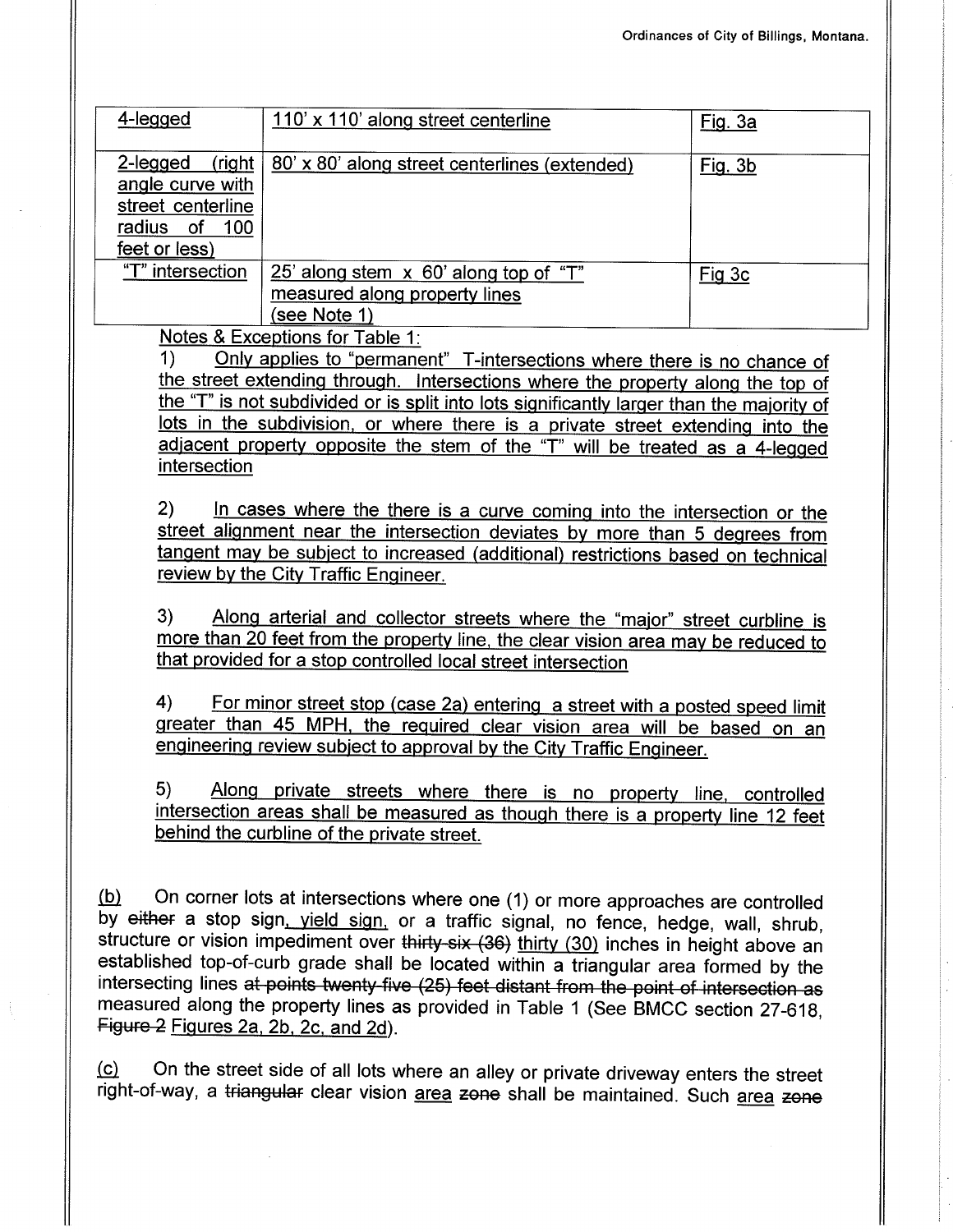| 4-legged | 110' x 110' along street centerline | Fig. 3a |
|---|---|---|
| 2-legged (right angle curve with street centerline radius of 100 feet or less) | 80' x 80' along street centerlines (extended) | Fig. 3b |
| "T" intersection | 25' along stem x 60' along top of "T" measured along property lines (see Note 1) | Fig 3c |

Notes & Exceptions for Table 1:

1) Only applies to "permanent" T-intersections where there is no chance of the street extending through. Intersections where the property along the top of the "T" is not subdivided or is split into lots significantly larger than the majority of lots in the subdivision, or where there is a private street extending into the adjacent property opposite the stem of the "T" will be treated as a 4-legged intersection

2) In cases where the there is a curve coming into the intersection or the street alignment near the intersection deviates by more than 5 degrees from tangent may be subject to increased (additional) restrictions based on technical review by the City Traffic Engineer.

3) Along arterial and collector streets where the "major" street curbline is more than 20 feet from the property line, the clear vision area may be reduced to that provided for a stop controlled local street intersection

4) For minor street stop (case 2a) entering a street with a posted speed limit greater than 45 MPH, the required clear vision area will be based on an engineering review subject to approval by the City Traffic Engineer.

5) Along private streets where there is no property line, controlled intersection areas shall be measured as though there is a property line 12 feet behind the curbline of the private street.

(b) On corner lots at intersections where one (1) or more approaches are controlled by ~~either~~ a stop sign, yield sign, or a traffic signal, no fence, hedge, wall, shrub, structure or vision impediment over ~~thirty-six (36)~~ thirty (30) inches in height above an established top-of-curb grade shall be located within a triangular area formed by the intersecting lines ~~at points twenty-five (25) feet distant from the point of intersection as~~ measured along the property lines as provided in Table 1 (See BMCC section 27-618, ~~Figure 2~~ Figures 2a, 2b, 2c, and 2d).

(c) On the street side of all lots where an alley or private driveway enters the street right-of-way, a ~~triangular~~ clear vision area ~~zone~~ shall be maintained. Such area ~~zone~~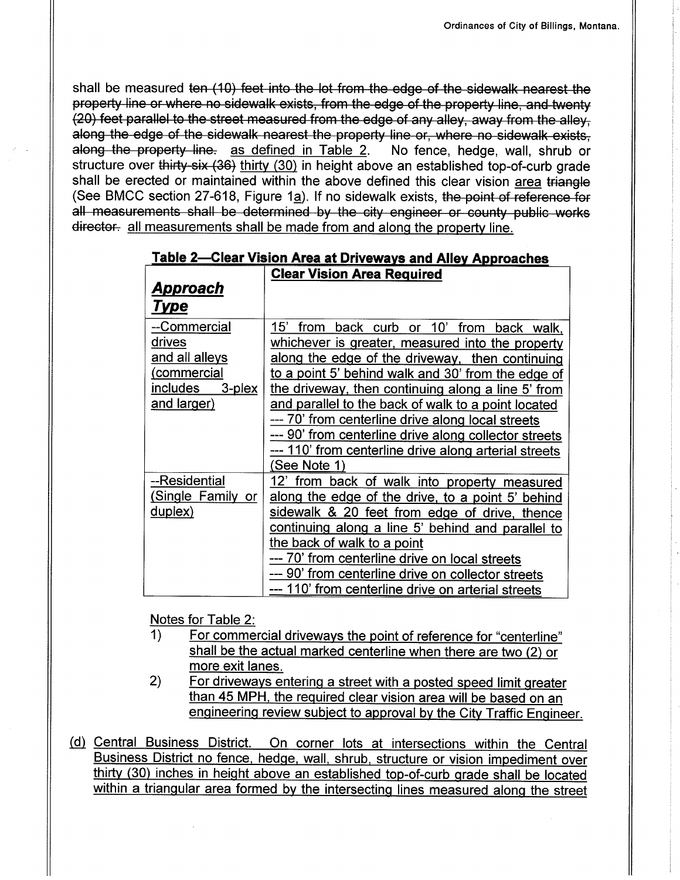shall be measured ~~ten (10) feet into the lot from the edge of the sidewalk nearest the property line or where no sidewalk exists, from the edge of the property line, and twenty (20) feet parallel to the street measured from the edge of any alley, away from the alley, along the edge of the sidewalk nearest the property line or, where no sidewalk exists, along the property line.~~ as defined in Table 2. No fence, hedge, wall, shrub or structure over ~~thirty-six (36)~~ thirty (30) in height above an established top-of-curb grade shall be erected or maintained within the above defined this clear vision area ~~triangle~~ (See BMCC section 27-618, Figure 1a). If no sidewalk exists, ~~the point of reference for all measurements shall be determined by the city engineer or county public works director.~~ all measurements shall be made from and along the property line.

**Table 2—Clear Vision Area at Driveways and Alley Approaches**

| ***Approach Type*** | **Clear Vision Area Required** |
|---|---|
| --Commercial drives and all alleys (commercial includes 3-plex and larger) | 15' from back curb or 10' from back walk, whichever is greater, measured into the property along the edge of the driveway, then continuing to a point 5' behind walk and 30' from the edge of the driveway, then continuing along a line 5' from and parallel to the back of walk to a point located<br>--- 70' from centerline drive along local streets<br>--- 90' from centerline drive along collector streets<br>--- 110' from centerline drive along arterial streets<br>(See Note 1) |
| --Residential (Single Family or duplex) | 12' from back of walk into property measured along the edge of the drive, to a point 5' behind sidewalk & 20 feet from edge of drive, thence continuing along a line 5' behind and parallel to the back of walk to a point<br>--- 70' from centerline drive on local streets<br>--- 90' from centerline drive on collector streets<br>--- 110' from centerline drive on arterial streets |

Notes for Table 2:

1) For commercial driveways the point of reference for "centerline" shall be the actual marked centerline when there are two (2) or more exit lanes.
2) For driveways entering a street with a posted speed limit greater than 45 MPH, the required clear vision area will be based on an engineering review subject to approval by the City Traffic Engineer.

(d) Central Business District. On corner lots at intersections within the Central Business District no fence, hedge, wall, shrub, structure or vision impediment over thirty (30) inches in height above an established top-of-curb grade shall be located within a triangular area formed by the intersecting lines measured along the street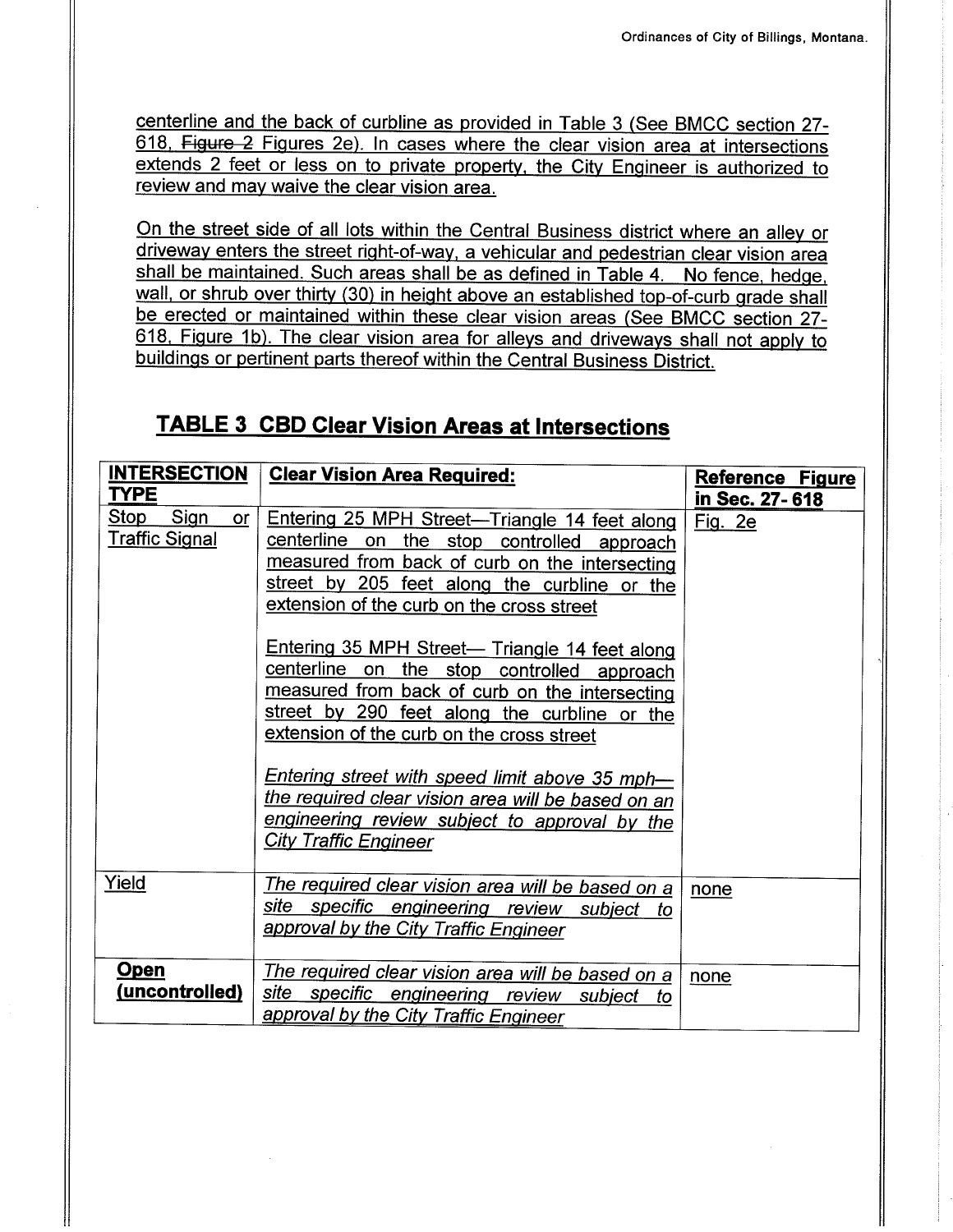centerline and the back of curbline as provided in Table 3 (See BMCC section 27-618, ~~Figure 2~~ Figures 2e). In cases where the clear vision area at intersections extends 2 feet or less on to private property, the City Engineer is authorized to review and may waive the clear vision area.

On the street side of all lots within the Central Business district where an alley or driveway enters the street right-of-way, a vehicular and pedestrian clear vision area shall be maintained. Such areas shall be as defined in Table 4. No fence, hedge, wall, or shrub over thirty (30) in height above an established top-of-curb grade shall be erected or maintained within these clear vision areas (See BMCC section 27-618, Figure 1b). The clear vision area for alleys and driveways shall not apply to buildings or pertinent parts thereof within the Central Business District.

## TABLE 3 CBD Clear Vision Areas at Intersections

| INTERSECTION TYPE | Clear Vision Area Required: | Reference Figure in Sec. 27- 618 |
|---|---|---|
| Stop Sign or Traffic Signal | Entering 25 MPH Street—Triangle 14 feet along centerline on the stop controlled approach measured from back of curb on the intersecting street by 205 feet along the curbline or the extension of the curb on the cross street<br><br>Entering 35 MPH Street— Triangle 14 feet along centerline on the stop controlled approach measured from back of curb on the intersecting street by 290 feet along the curbline or the extension of the curb on the cross street<br><br>*Entering street with speed limit above 35 mph—the required clear vision area will be based on an engineering review subject to approval by the City Traffic Engineer* | Fig. 2e |
| Yield | *The required clear vision area will be based on a site specific engineering review subject to approval by the City Traffic Engineer* | none |
| **Open (uncontrolled)** | *The required clear vision area will be based on a site specific engineering review subject to approval by the City Traffic Engineer* | none |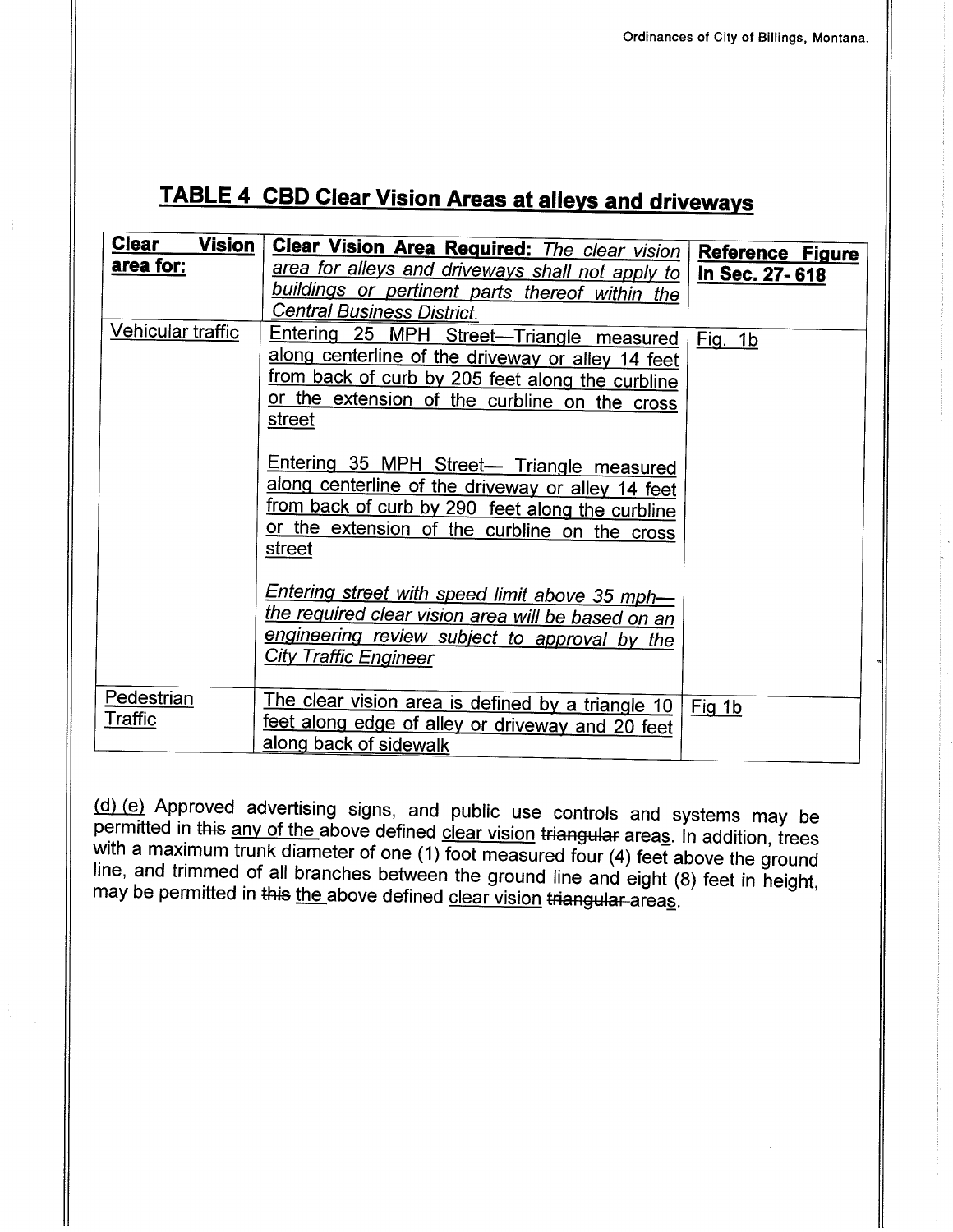## TABLE 4 CBD Clear Vision Areas at alleys and driveways

| **Clear Vision area for:** | **Clear Vision Area Required:** *The clear vision area for alleys and driveways shall not apply to buildings or pertinent parts thereof within the Central Business District.* | **Reference Figure in Sec. 27- 618** |
|---|---|---|
| Vehicular traffic | Entering 25 MPH Street—Triangle measured along centerline of the driveway or alley 14 feet from back of curb by 205 feet along the curbline or the extension of the curbline on the cross street<br><br>Entering 35 MPH Street— Triangle measured along centerline of the driveway or alley 14 feet from back of curb by 290 feet along the curbline or the extension of the curbline on the cross street<br><br>*Entering street with speed limit above 35 mph—the required clear vision area will be based on an engineering review subject to approval by the City Traffic Engineer* | Fig. 1b |
| Pedestrian Traffic | The clear vision area is defined by a triangle 10 feet along edge of alley or driveway and 20 feet along back of sidewalk | Fig 1b |

~~(d)~~ (e) Approved advertising signs, and public use controls and systems may be permitted in ~~this~~ any of the above defined clear vision ~~triangular~~ areas. In addition, trees with a maximum trunk diameter of one (1) foot measured four (4) feet above the ground line, and trimmed of all branches between the ground line and eight (8) feet in height, may be permitted in ~~this~~ the above defined clear vision ~~triangular~~ areas.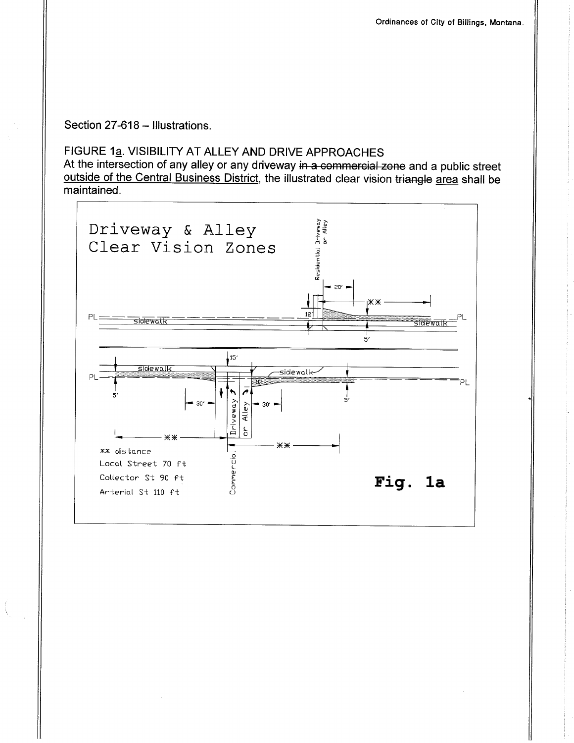Section 27-618 – Illustrations.

FIGURE 1a. VISIBILITY AT ALLEY AND DRIVE APPROACHES

At the intersection of any alley or any driveway ~~in a commercial zone~~ and a public street outside of the Central Business District, the illustrated clear vision ~~triangle~~ area shall be maintained.

Driveway & Alley Clear Vision Zones

Residential Driveway or Alley

20'

**

12'

PL sidewalk sidewalk PL

5'

15'

sidewalk sidewalk

PL PL

5' 10' 5'

30' 30'

Driveway or Alley

** **

** distance

Local Street 70 ft

Collector St 90 ft

Arterial St 110 ft

Commercial

Fig. 1a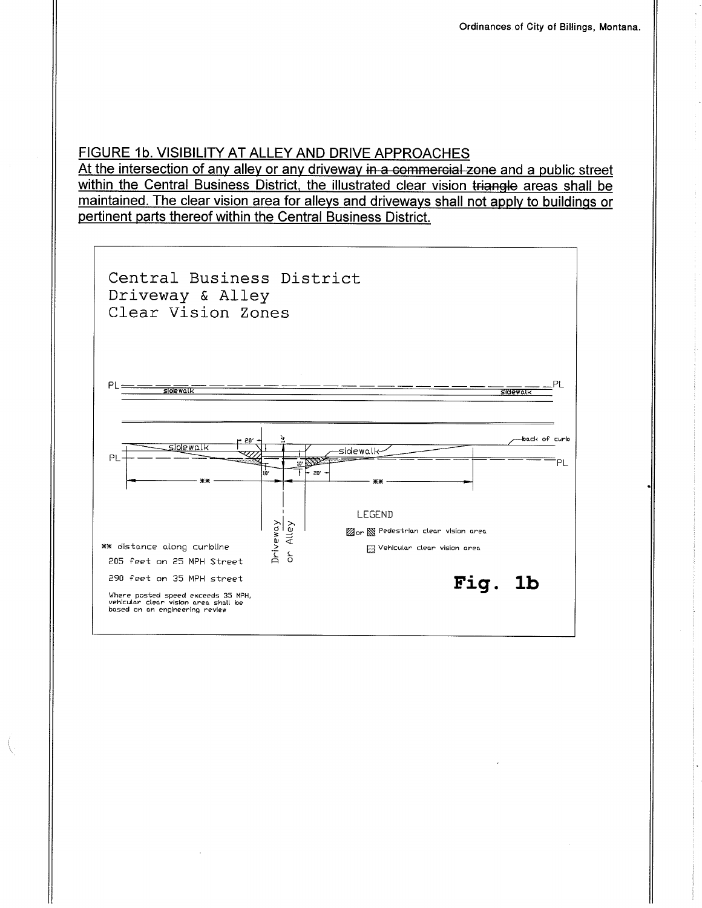FIGURE 1b. VISIBILITY AT ALLEY AND DRIVE APPROACHES

At the intersection of any alley or any driveway ~~in a commercial zone~~ and a public street within the Central Business District, the illustrated clear vision ~~triangle~~ areas shall be maintained. The clear vision area for alleys and driveways shall not apply to buildings or pertinent parts thereof within the Central Business District.

Central Business District
Driveway & Alley
Clear Vision Zones

PL — sidewalk — sidewalk — PL

back of curb

sidewalk — sidewalk

PL — PL

20' 14' 10' 10' 20'

** ** 

Driveway or Alley

LEGEND

Pedestrian clear vision area

Vehicular clear vision area

** distance along curbline

205 feet on 25 MPH Street

290 feet on 35 MPH street

Where posted speed exceeds 35 MPH, vehicular clear vision area shall be based on an engineering review

**Fig. 1b**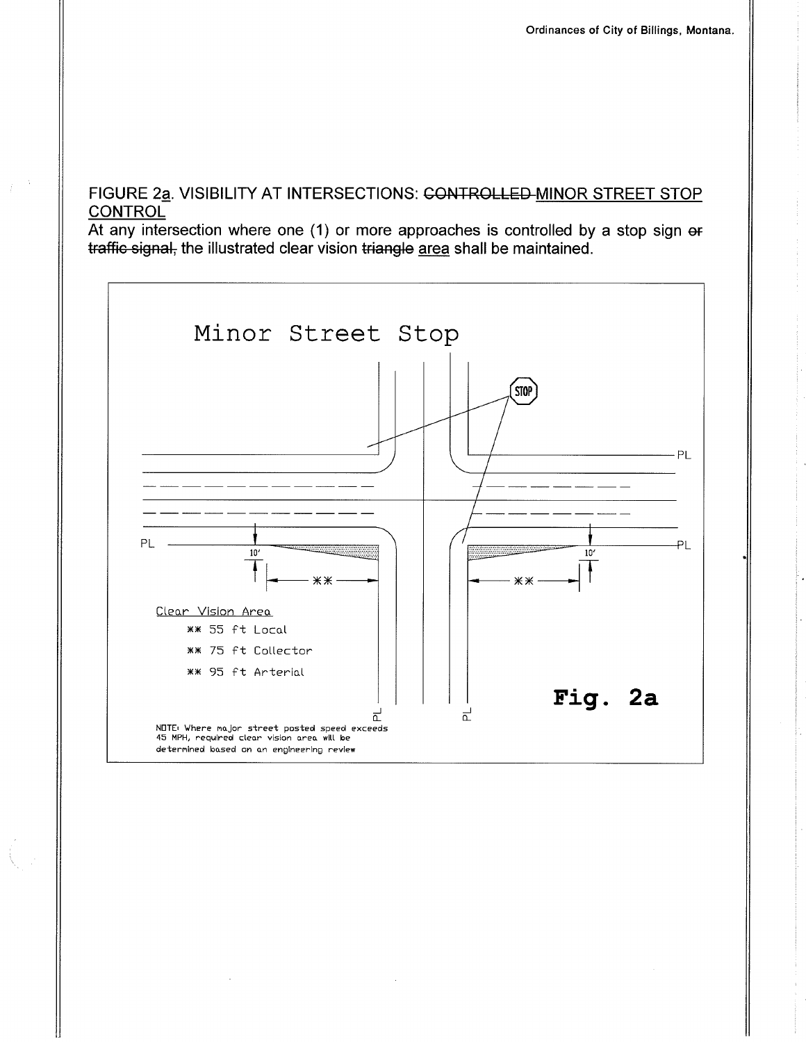FIGURE 2a. VISIBILITY AT INTERSECTIONS: ~~CONTROLLED~~ MINOR STREET STOP CONTROL

At any intersection where one (1) or more approaches is controlled by a stop sign ~~or traffic signal,~~ the illustrated clear vision ~~triangle~~ area shall be maintained.

Minor Street Stop

STOP

PL

PL

PL

10'

10'

**

**

Clear Vision Area

** 55 ft Local

** 75 ft Collector

** 95 ft Arterial

PL

PL

Fig. 2a

NOTE: Where major street posted speed exceeds 45 MPH, required clear vision area will be determined based on an engineering review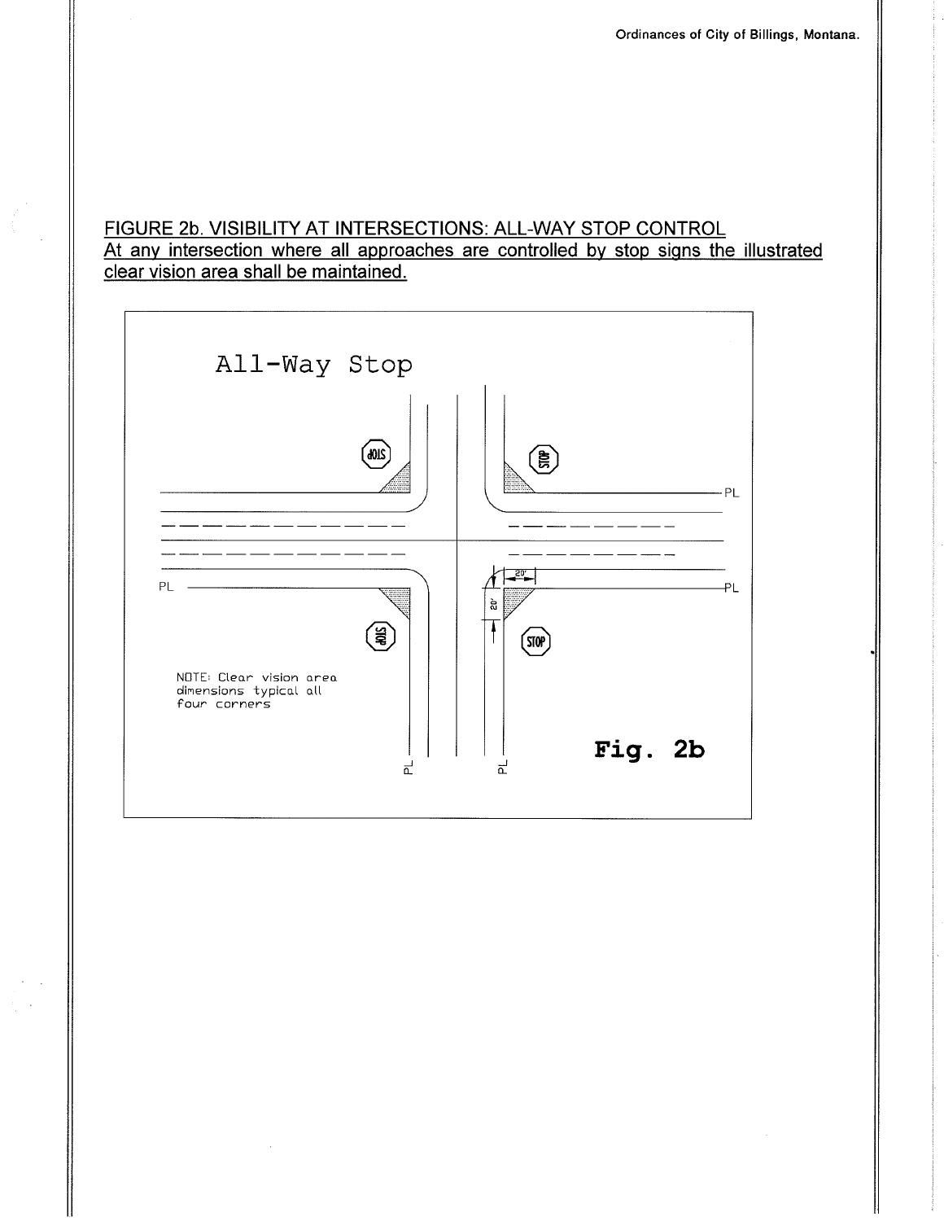FIGURE 2b. VISIBILITY AT INTERSECTIONS: ALL-WAY STOP CONTROL
At any intersection where all approaches are controlled by stop signs the illustrated clear vision area shall be maintained.

All-Way Stop

STOP STOP STOP STOP

PL PL PL PL PL

20' 20'

NOTE: Clear vision area dimensions typical all four corners

Fig. 2b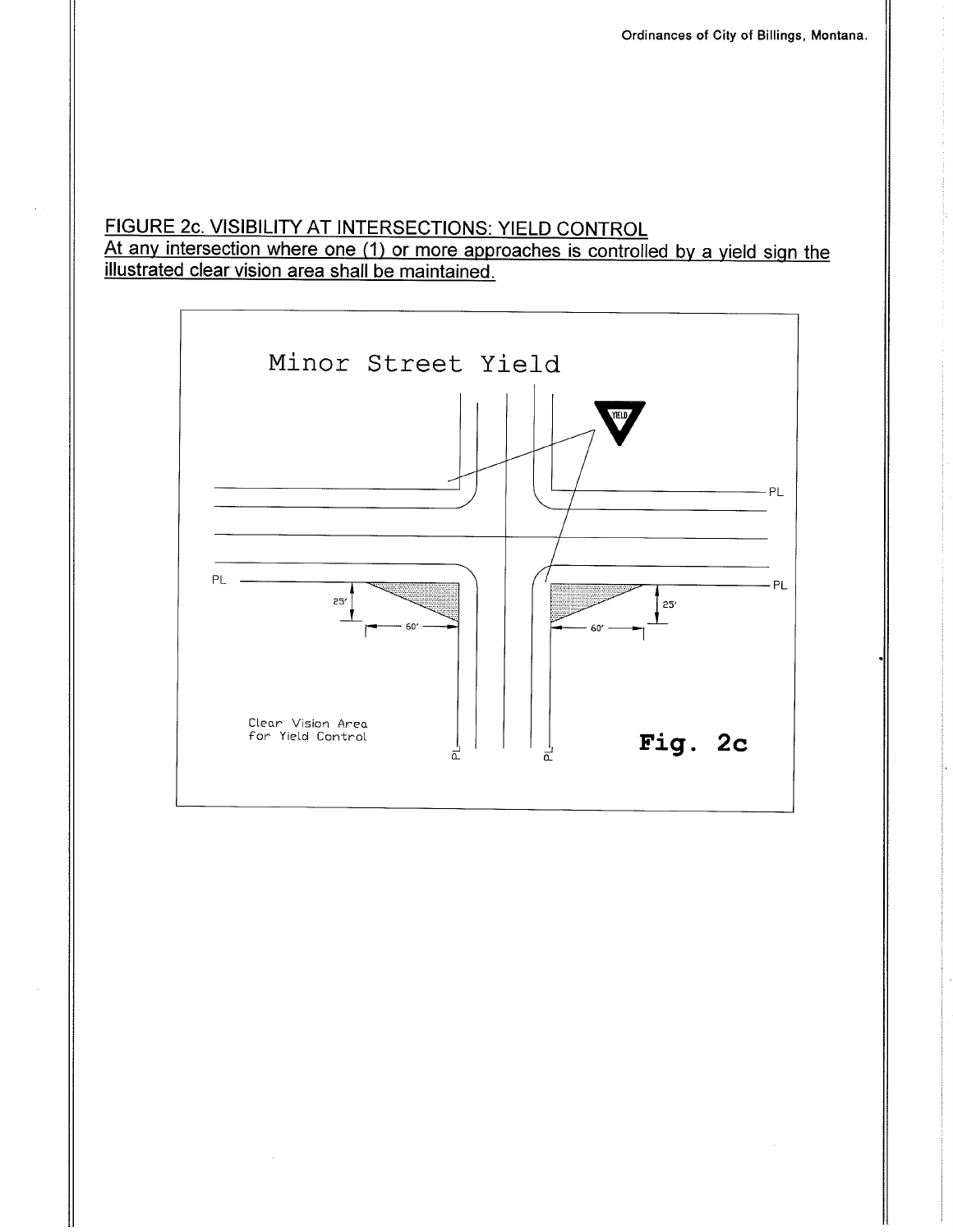FIGURE 2c. VISIBILITY AT INTERSECTIONS: YIELD CONTROL

At any intersection where one (1) or more approaches is controlled by a yield sign the illustrated clear vision area shall be maintained.

Minor Street Yield

YIELD

PL

PL

PL

25'

60'

25'

60'

Clear Vision Area for Yield Control

PL

PL

**Fig. 2c**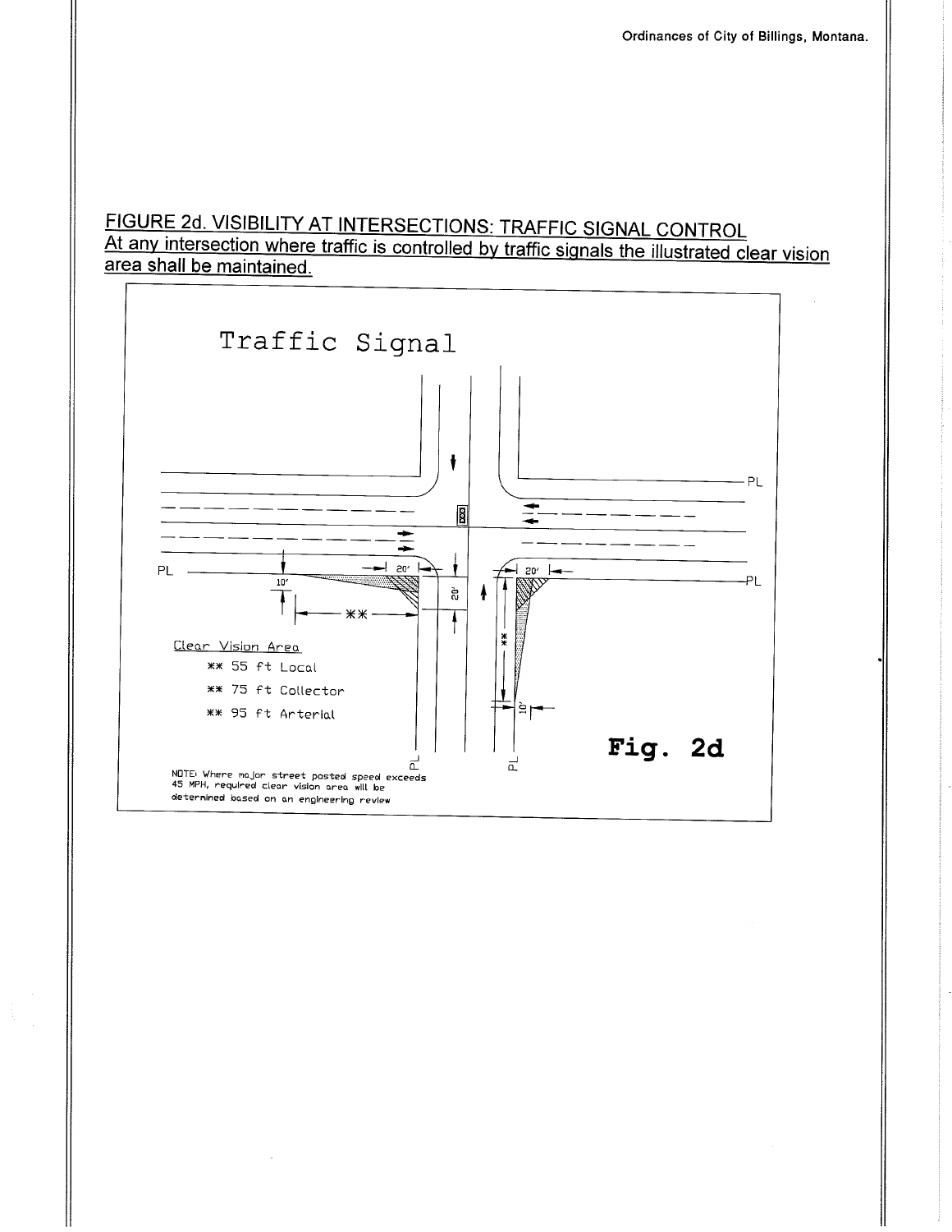## FIGURE 2d. VISIBILITY AT INTERSECTIONS: TRAFFIC SIGNAL CONTROL

At any intersection where traffic is controlled by traffic signals the illustrated clear vision area shall be maintained.

Traffic Signal

Clear Vision Area

** 55 ft Local

** 75 ft Collector

** 95 ft Arterial

NOTE: Where major street posted speed exceeds 45 MPH, required clear vision area will be determined based on an engineering review

Fig. 2d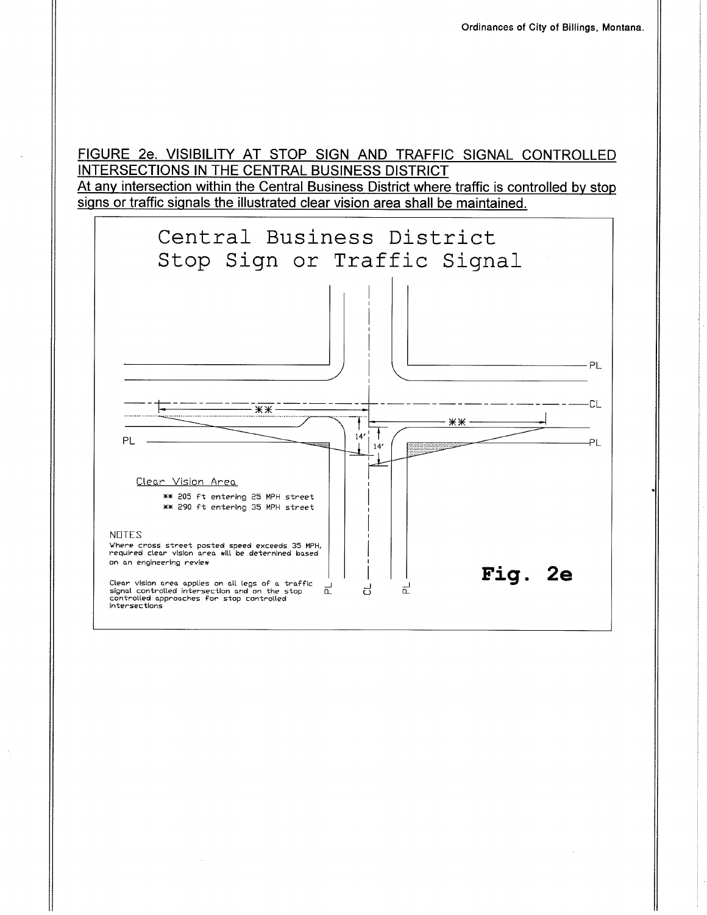FIGURE 2e. VISIBILITY AT STOP SIGN AND TRAFFIC SIGNAL CONTROLLED INTERSECTIONS IN THE CENTRAL BUSINESS DISTRICT

At any intersection within the Central Business District where traffic is controlled by stop signs or traffic signals the illustrated clear vision area shall be maintained.

Central Business District
Stop Sign or Traffic Signal

PL

CL

PL

** 

**

14'

14'

Clear Vision Area

** 205 ft entering 25 MPH street
** 290 ft entering 35 MPH street

NOTES
Where cross street posted speed exceeds 35 MPH, required clear vision area will be determined based on an engineering review

Clear vision area applies on all legs of a traffic signal controlled intersection and on the stop controlled approaches for stop controlled intersections

PL CL PL

**Fig. 2e**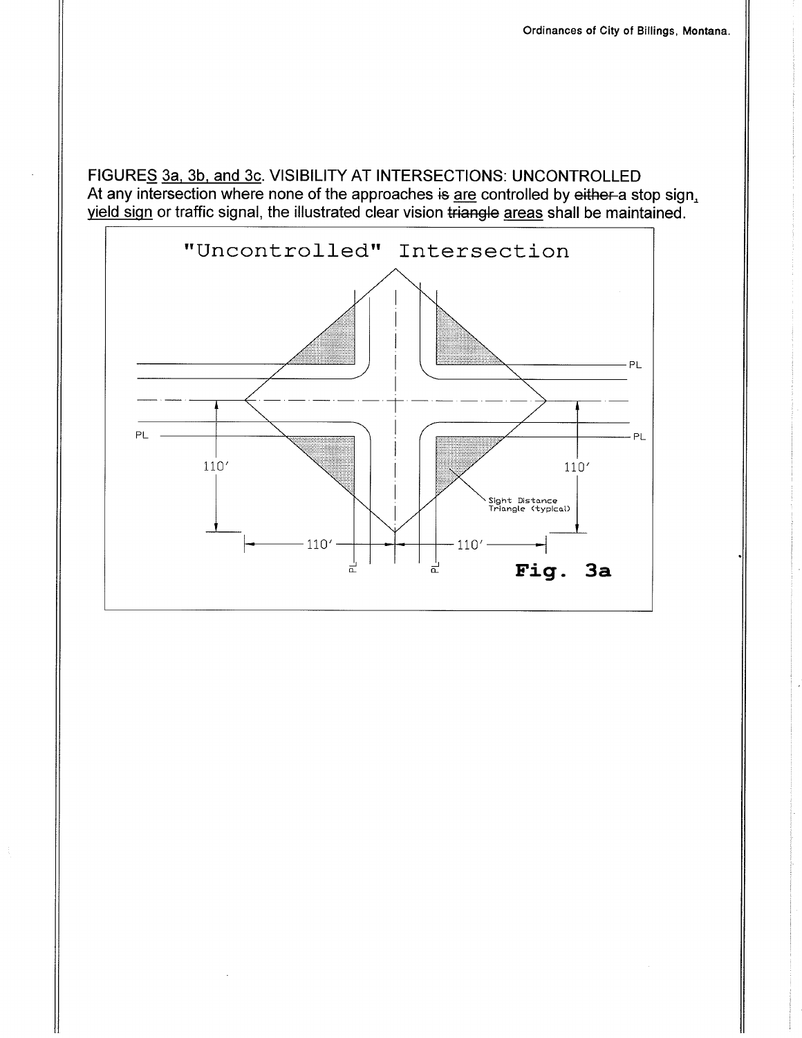FIGURES 3a, 3b, and 3c. VISIBILITY AT INTERSECTIONS: UNCONTROLLED

At any intersection where none of the approaches ~~is~~ are controlled by ~~either~~ a stop sign, yield sign or traffic signal, the illustrated clear vision ~~triangle~~ areas shall be maintained.

"Uncontrolled" Intersection

PL

PL

PL

110′

110′

Sight Distance Triangle (typical)

110′

110′

PL

PL

**Fig. 3a**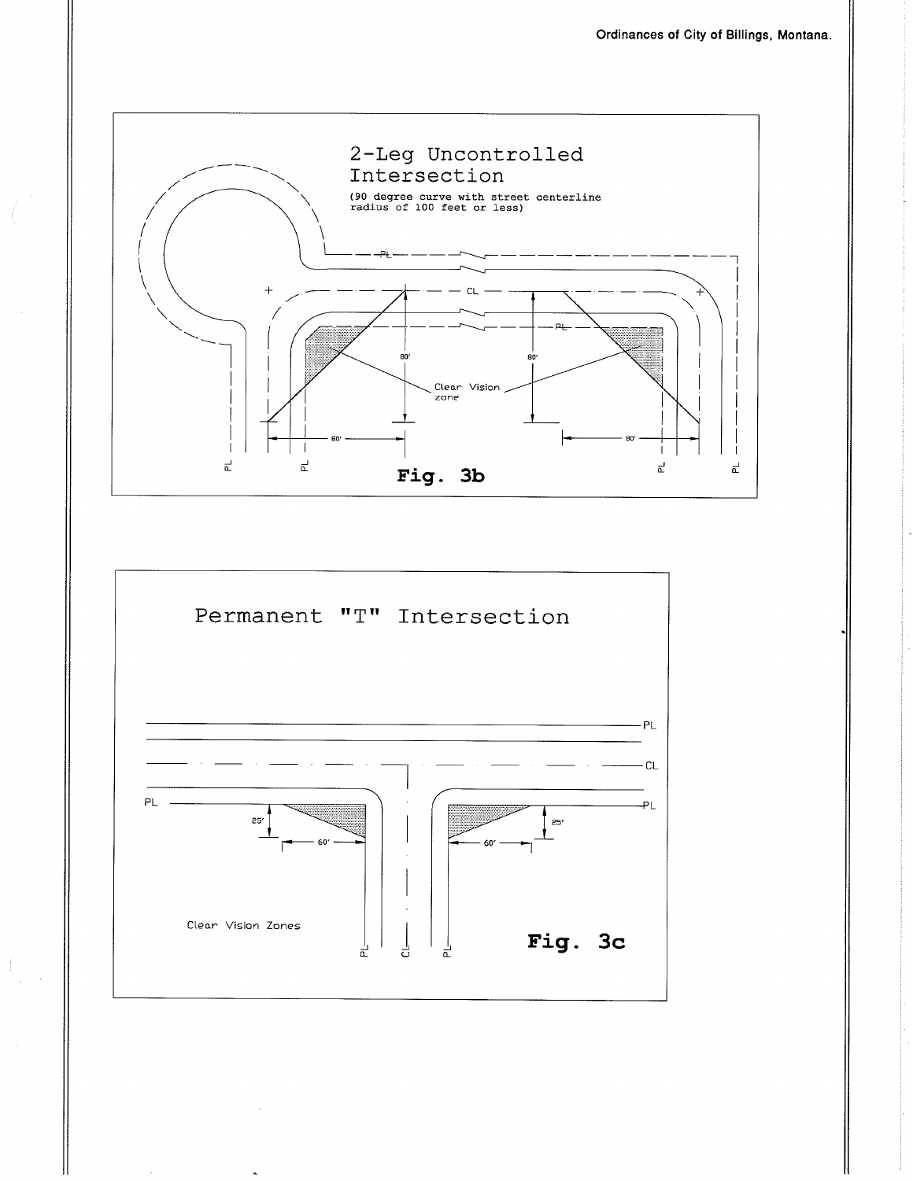## 2-Leg Uncontrolled Intersection

(90 degree curve with street centerline radius of 100 feet or less)

PL

CL

PL

80'

80'

Clear Vision zone

80'

80'

PL PL PL PL

**Fig. 3b**

## Permanent "T" Intersection

PL

CL

PL

PL

25'

60'

25'

60'

Clear Vision Zones

PL CL PL

**Fig. 3c**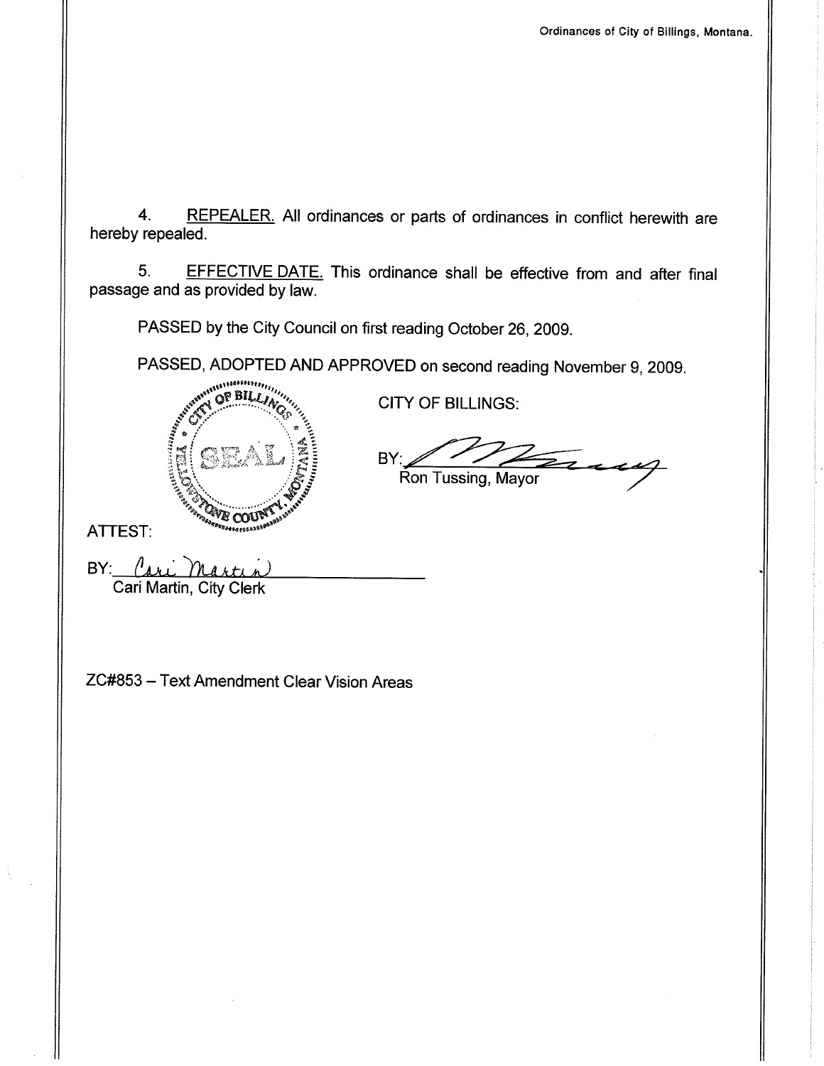4. REPEALER. All ordinances or parts of ordinances in conflict herewith are hereby repealed.

5. EFFECTIVE DATE. This ordinance shall be effective from and after final passage and as provided by law.

PASSED by the City Council on first reading October 26, 2009.

PASSED, ADOPTED AND APPROVED on second reading November 9, 2009.

CITY OF BILLINGS:

BY: ______________________
Ron Tussing, Mayor

ATTEST:

BY: Cari Martin
Cari Martin, City Clerk

ZC#853 – Text Amendment Clear Vision Areas